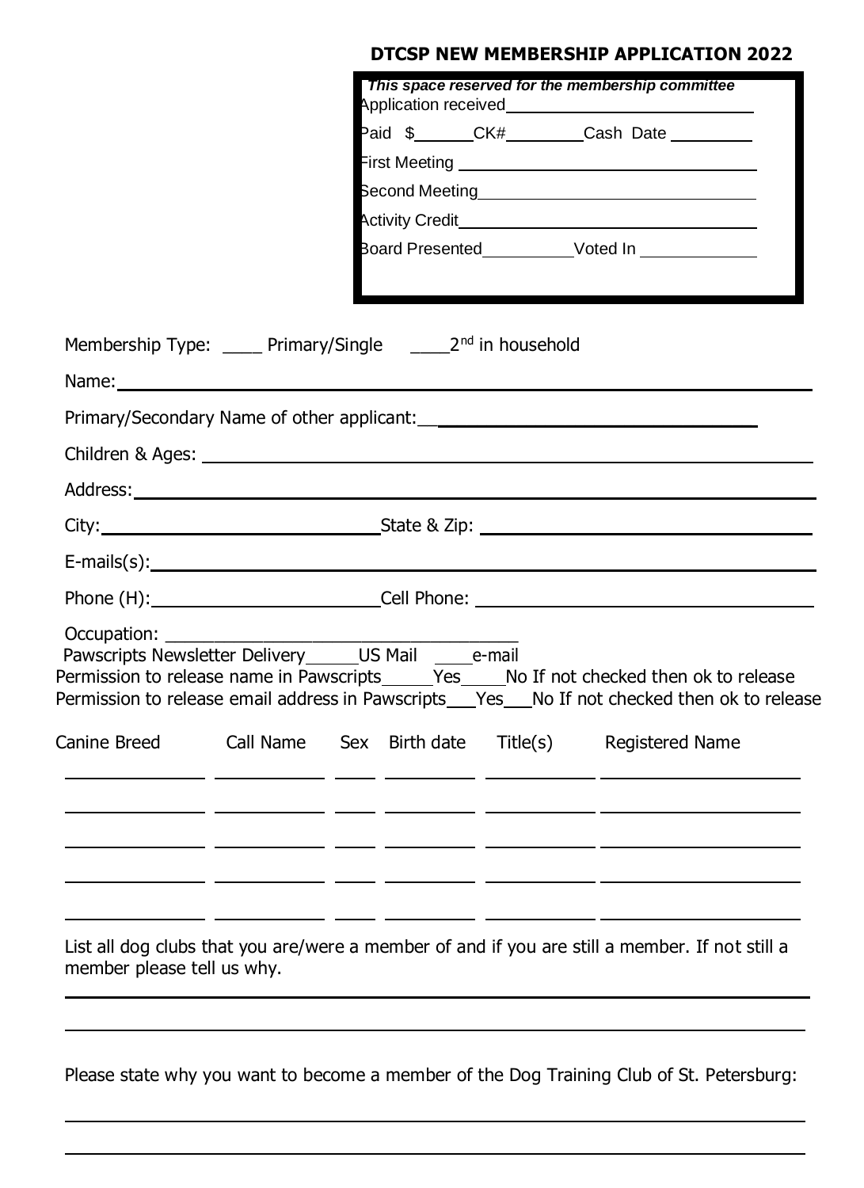# DTCSP NEW MEMBERSHIP APPLICATION 2022

***This space reserved for the membership committee***

Application received\_\_\_\_\_\_\_\_\_\_\_\_\_\_\_\_\_\_\_\_\_\_\_\_

Paid $\_\_\_\_\_\_ CK#\_\_\_\_\_\_\_\_\_ Cash Date \_\_\_\_\_\_\_\_\_

First Meeting \_\_\_\_\_\_\_\_\_\_\_\_\_\_\_\_\_\_\_\_\_\_\_\_

Second Meeting\_\_\_\_\_\_\_\_\_\_\_\_\_\_\_\_\_\_\_\_\_\_\_\_

Activity Credit\_\_\_\_\_\_\_\_\_\_\_\_\_\_\_\_\_\_\_\_\_\_\_\_

Board Presented\_\_\_\_\_\_\_\_\_\_ Voted In \_\_\_\_\_\_\_\_\_\_\_\_

Membership Type: \_\_\_\_ Primary/Single \_\_\_\_2nd in household

Name:\_\_\_\_\_\_\_\_\_\_\_\_\_\_\_\_\_\_\_\_\_\_\_\_\_\_\_\_\_\_\_\_\_\_\_\_\_\_\_\_\_\_\_\_

Primary/Secondary Name of other applicant:\_\_\_\_\_\_\_\_\_\_\_\_\_\_\_\_\_\_\_\_\_\_\_\_\_\_\_\_\_\_

Children & Ages: \_\_\_\_\_\_\_\_\_\_\_\_\_\_\_\_\_\_\_\_\_\_\_\_\_\_\_\_\_\_\_\_\_\_\_\_\_\_\_\_

Address:\_\_\_\_\_\_\_\_\_\_\_\_\_\_\_\_\_\_\_\_\_\_\_\_\_\_\_\_\_\_\_\_\_\_\_\_\_\_\_\_\_\_\_\_

City:\_\_\_\_\_\_\_\_\_\_\_\_\_\_\_\_\_\_\_\_\_\_\_\_ State & Zip: \_\_\_\_\_\_\_\_\_\_\_\_\_\_\_\_\_\_\_\_\_\_\_\_

E-mails(s):\_\_\_\_\_\_\_\_\_\_\_\_\_\_\_\_\_\_\_\_\_\_\_\_\_\_\_\_\_\_\_\_\_\_\_\_\_\_\_\_\_\_\_\_

Phone (H):\_\_\_\_\_\_\_\_\_\_\_\_\_\_\_\_\_\_\_\_\_\_\_\_ Cell Phone: \_\_\_\_\_\_\_\_\_\_\_\_\_\_\_\_\_\_\_\_\_\_\_\_

Occupation: \_\_\_\_\_\_\_\_\_\_\_\_\_\_\_\_\_\_\_\_\_\_\_\_\_\_\_\_\_\_\_\_\_\_\_\_

Pawscripts Newsletter Delivery\_\_\_\_\_US Mail \_\_\_\_e-mail

Permission to release name in Pawscripts\_\_\_\_\_Yes\_\_\_\_\_No If not checked then ok to release

Permission to release email address in Pawscripts\_\_\_Yes\_\_\_No If not checked then ok to release

| Canine Breed | Call Name | Sex | Birth date | Title(s) | Registered Name |
|---|---|---|---|---|---|
| | | | | | |
| | | | | | |
| | | | | | |
| | | | | | |
| | | | | | |

List all dog clubs that you are/were a member of and if you are still a member. If not still a member please tell us why.

\_\_\_\_\_\_\_\_\_\_\_\_\_\_\_\_\_\_\_\_\_\_\_\_\_\_\_\_\_\_\_\_\_\_\_\_\_\_\_\_\_\_\_\_\_\_\_\_\_\_\_\_

\_\_\_\_\_\_\_\_\_\_\_\_\_\_\_\_\_\_\_\_\_\_\_\_\_\_\_\_\_\_\_\_\_\_\_\_\_\_\_\_\_\_\_\_\_\_\_\_\_\_\_\_

Please state why you want to become a member of the Dog Training Club of St. Petersburg:

\_\_\_\_\_\_\_\_\_\_\_\_\_\_\_\_\_\_\_\_\_\_\_\_\_\_\_\_\_\_\_\_\_\_\_\_\_\_\_\_\_\_\_\_\_\_\_\_\_\_\_\_

\_\_\_\_\_\_\_\_\_\_\_\_\_\_\_\_\_\_\_\_\_\_\_\_\_\_\_\_\_\_\_\_\_\_\_\_\_\_\_\_\_\_\_\_\_\_\_\_\_\_\_\_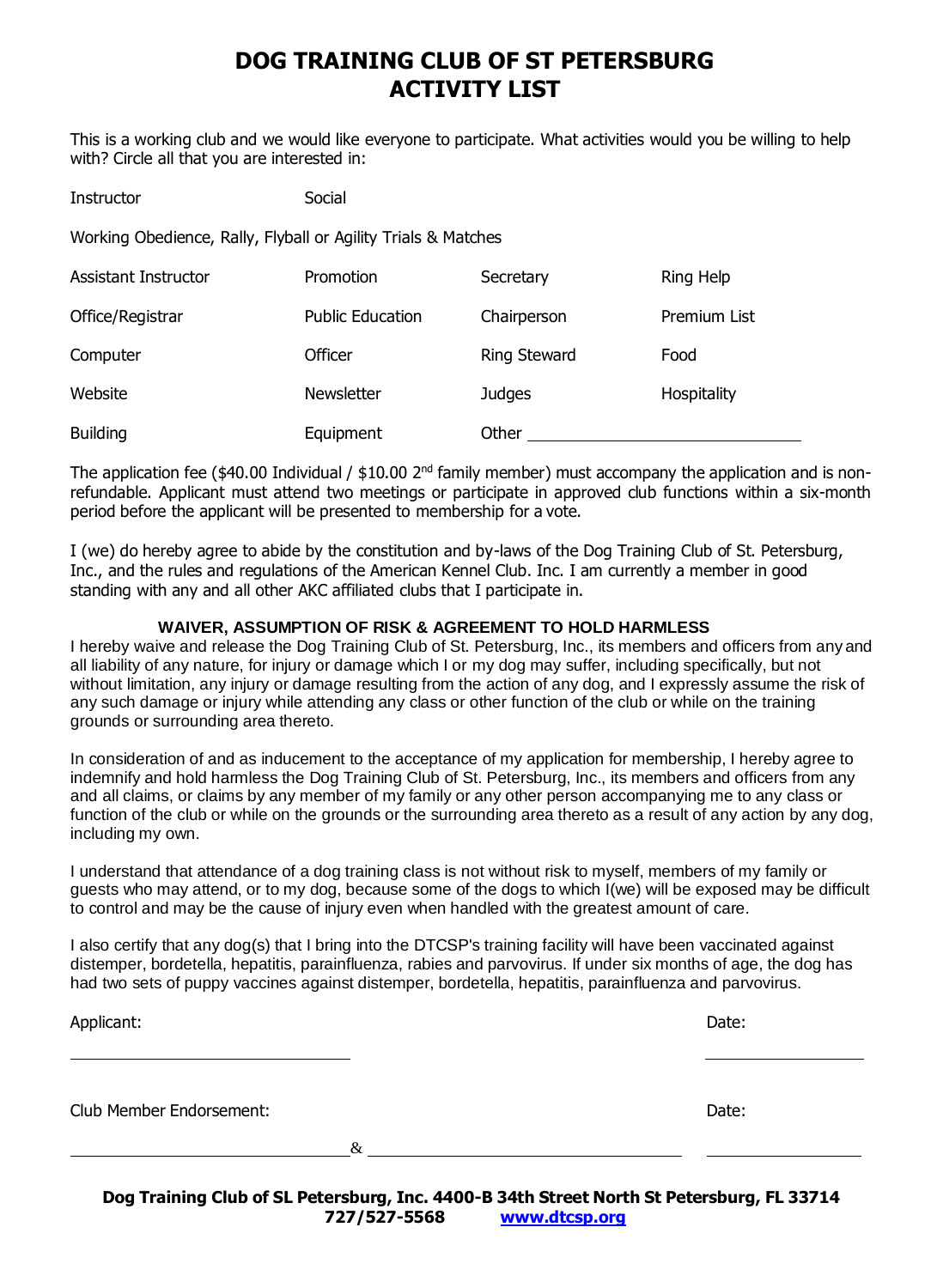# DOG TRAINING CLUB OF ST PETERSBURG
# ACTIVITY LIST

This is a working club and we would like everyone to participate. What activities would you be willing to help with? Circle all that you are interested in:

| | |
|---|---|
| Instructor | Social |

Working Obedience, Rally, Flyball or Agility Trials & Matches

| | | | |
|---|---|---|---|
| Assistant Instructor | Promotion | Secretary | Ring Help |
| Office/Registrar | Public Education | Chairperson | Premium List |
| Computer | Officer | Ring Steward | Food |
| Website | Newsletter | Judges | Hospitality |
| Building | Equipment | Other ______________________ | |

The application fee ($40.00 Individual / $10.00 2nd family member) must accompany the application and is non-refundable. Applicant must attend two meetings or participate in approved club functions within a six-month period before the applicant will be presented to membership for a vote.

I (we) do hereby agree to abide by the constitution and by-laws of the Dog Training Club of St. Petersburg, Inc., and the rules and regulations of the American Kennel Club. Inc. I am currently a member in good standing with any and all other AKC affiliated clubs that I participate in.

### WAIVER, ASSUMPTION OF RISK & AGREEMENT TO HOLD HARMLESS

I hereby waive and release the Dog Training Club of St. Petersburg, Inc., its members and officers from any and all liability of any nature, for injury or damage which I or my dog may suffer, including specifically, but not without limitation, any injury or damage resulting from the action of any dog, and I expressly assume the risk of any such damage or injury while attending any class or other function of the club or while on the training grounds or surrounding area thereto.

In consideration of and as inducement to the acceptance of my application for membership, I hereby agree to indemnify and hold harmless the Dog Training Club of St. Petersburg, Inc., its members and officers from any and all claims, or claims by any member of my family or any other person accompanying me to any class or function of the club or while on the grounds or the surrounding area thereto as a result of any action by any dog, including my own.

I understand that attendance of a dog training class is not without risk to myself, members of my family or guests who may attend, or to my dog, because some of the dogs to which I(we) will be exposed may be difficult to control and may be the cause of injury even when handled with the greatest amount of care.

I also certify that any dog(s) that I bring into the DTCSP's training facility will have been vaccinated against distemper, bordetella, hepatitis, parainfluenza, rabies and parvovirus. If under six months of age, the dog has had two sets of puppy vaccines against distemper, bordetella, hepatitis, parainfluenza and parvovirus.

Applicant: ______________________________ Date: ______________

Club Member Endorsement: ______________________________ & ______________________________ Date: ______________

**Dog Training Club of SL Petersburg, Inc. 4400-B 34th Street North St Petersburg, FL 33714**
**727/527-5568 www.dtcsp.org**